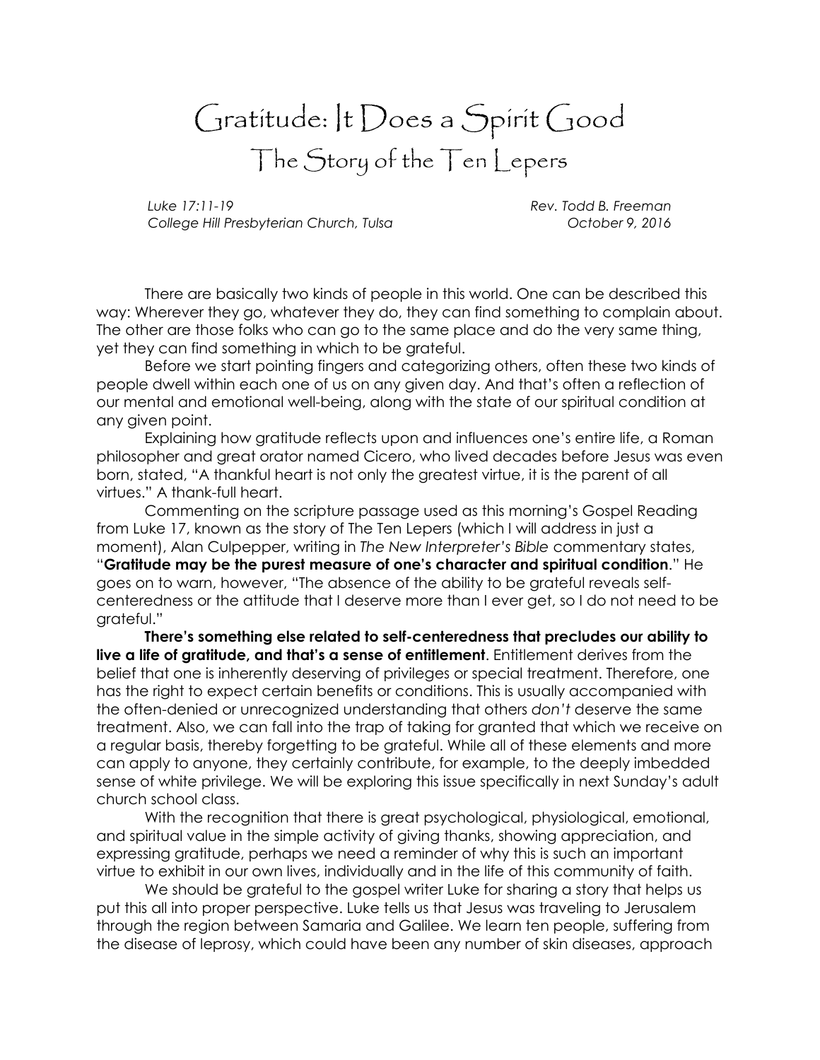# Gratitude: It Does a Spirit Good

## The Story of the Ten Lepers

*Luke 17:11-19* — Rev. Todd B. Freeman
*College Hill Presbyterian Church, Tulsa* — October 9, 2016

There are basically two kinds of people in this world. One can be described this way: Wherever they go, whatever they do, they can find something to complain about. The other are those folks who can go to the same place and do the very same thing, yet they can find something in which to be grateful.

Before we start pointing fingers and categorizing others, often these two kinds of people dwell within each one of us on any given day. And that's often a reflection of our mental and emotional well-being, along with the state of our spiritual condition at any given point.

Explaining how gratitude reflects upon and influences one's entire life, a Roman philosopher and great orator named Cicero, who lived decades before Jesus was even born, stated, "A thankful heart is not only the greatest virtue, it is the parent of all virtues." A thank-full heart.

Commenting on the scripture passage used as this morning's Gospel Reading from Luke 17, known as the story of The Ten Lepers (which I will address in just a moment), Alan Culpepper, writing in *The New Interpreter's Bible* commentary states, "**Gratitude may be the purest measure of one's character and spiritual condition**." He goes on to warn, however, "The absence of the ability to be grateful reveals self-centeredness or the attitude that I deserve more than I ever get, so I do not need to be grateful."

**There's something else related to self-centeredness that precludes our ability to live a life of gratitude, and that's a sense of entitlement**. Entitlement derives from the belief that one is inherently deserving of privileges or special treatment. Therefore, one has the right to expect certain benefits or conditions. This is usually accompanied with the often-denied or unrecognized understanding that others *don't* deserve the same treatment. Also, we can fall into the trap of taking for granted that which we receive on a regular basis, thereby forgetting to be grateful. While all of these elements and more can apply to anyone, they certainly contribute, for example, to the deeply imbedded sense of white privilege. We will be exploring this issue specifically in next Sunday's adult church school class.

With the recognition that there is great psychological, physiological, emotional, and spiritual value in the simple activity of giving thanks, showing appreciation, and expressing gratitude, perhaps we need a reminder of why this is such an important virtue to exhibit in our own lives, individually and in the life of this community of faith.

We should be grateful to the gospel writer Luke for sharing a story that helps us put this all into proper perspective. Luke tells us that Jesus was traveling to Jerusalem through the region between Samaria and Galilee. We learn ten people, suffering from the disease of leprosy, which could have been any number of skin diseases, approach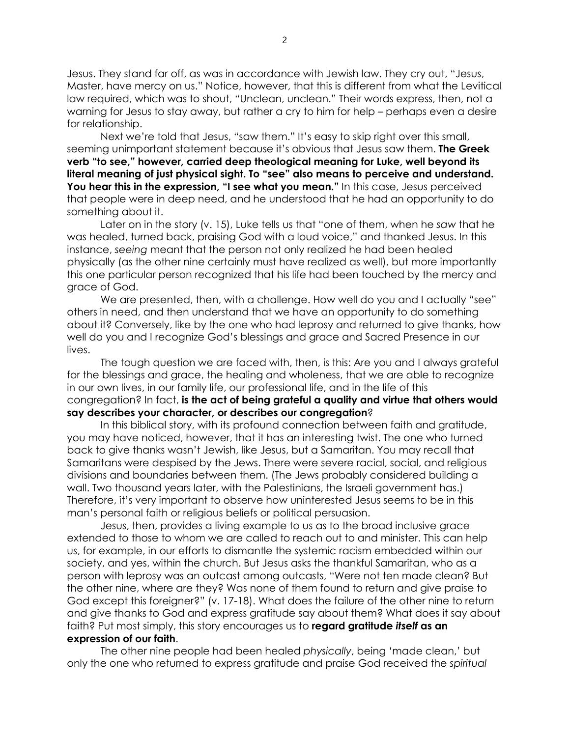Jesus. They stand far off, as was in accordance with Jewish law. They cry out, "Jesus, Master, have mercy on us." Notice, however, that this is different from what the Levitical law required, which was to shout, "Unclean, unclean." Their words express, then, not a warning for Jesus to stay away, but rather a cry to him for help – perhaps even a desire for relationship.

Next we're told that Jesus, "saw them." It's easy to skip right over this small, seeming unimportant statement because it's obvious that Jesus saw them. **The Greek verb "to see," however, carried deep theological meaning for Luke, well beyond its literal meaning of just physical sight. To "see" also means to perceive and understand. You hear this in the expression, "I see what you mean."** In this case, Jesus perceived that people were in deep need, and he understood that he had an opportunity to do something about it.

Later on in the story (v. 15), Luke tells us that "one of them, when he *saw* that he was healed, turned back, praising God with a loud voice," and thanked Jesus. In this instance, *seeing* meant that the person not only realized he had been healed physically (as the other nine certainly must have realized as well), but more importantly this one particular person recognized that his life had been touched by the mercy and grace of God.

We are presented, then, with a challenge. How well do you and I actually "see" others in need, and then understand that we have an opportunity to do something about it? Conversely, like by the one who had leprosy and returned to give thanks, how well do you and I recognize God's blessings and grace and Sacred Presence in our lives.

The tough question we are faced with, then, is this: Are you and I always grateful for the blessings and grace, the healing and wholeness, that we are able to recognize in our own lives, in our family life, our professional life, and in the life of this congregation? In fact, **is the act of being grateful a quality and virtue that others would say describes your character, or describes our congregation**?

In this biblical story, with its profound connection between faith and gratitude, you may have noticed, however, that it has an interesting twist. The one who turned back to give thanks wasn't Jewish, like Jesus, but a Samaritan. You may recall that Samaritans were despised by the Jews. There were severe racial, social, and religious divisions and boundaries between them. (The Jews probably considered building a wall. Two thousand years later, with the Palestinians, the Israeli government has.) Therefore, it's very important to observe how uninterested Jesus seems to be in this man's personal faith or religious beliefs or political persuasion.

Jesus, then, provides a living example to us as to the broad inclusive grace extended to those to whom we are called to reach out to and minister. This can help us, for example, in our efforts to dismantle the systemic racism embedded within our society, and yes, within the church. But Jesus asks the thankful Samaritan, who as a person with leprosy was an outcast among outcasts, "Were not ten made clean? But the other nine, where are they? Was none of them found to return and give praise to God except this foreigner?" (v. 17-18). What does the failure of the other nine to return and give thanks to God and express gratitude say about them? What does it say about faith? Put most simply, this story encourages us to **regard gratitude *itself* as an expression of our faith**.

The other nine people had been healed *physically*, being 'made clean,' but only the one who returned to express gratitude and praise God received the *spiritual*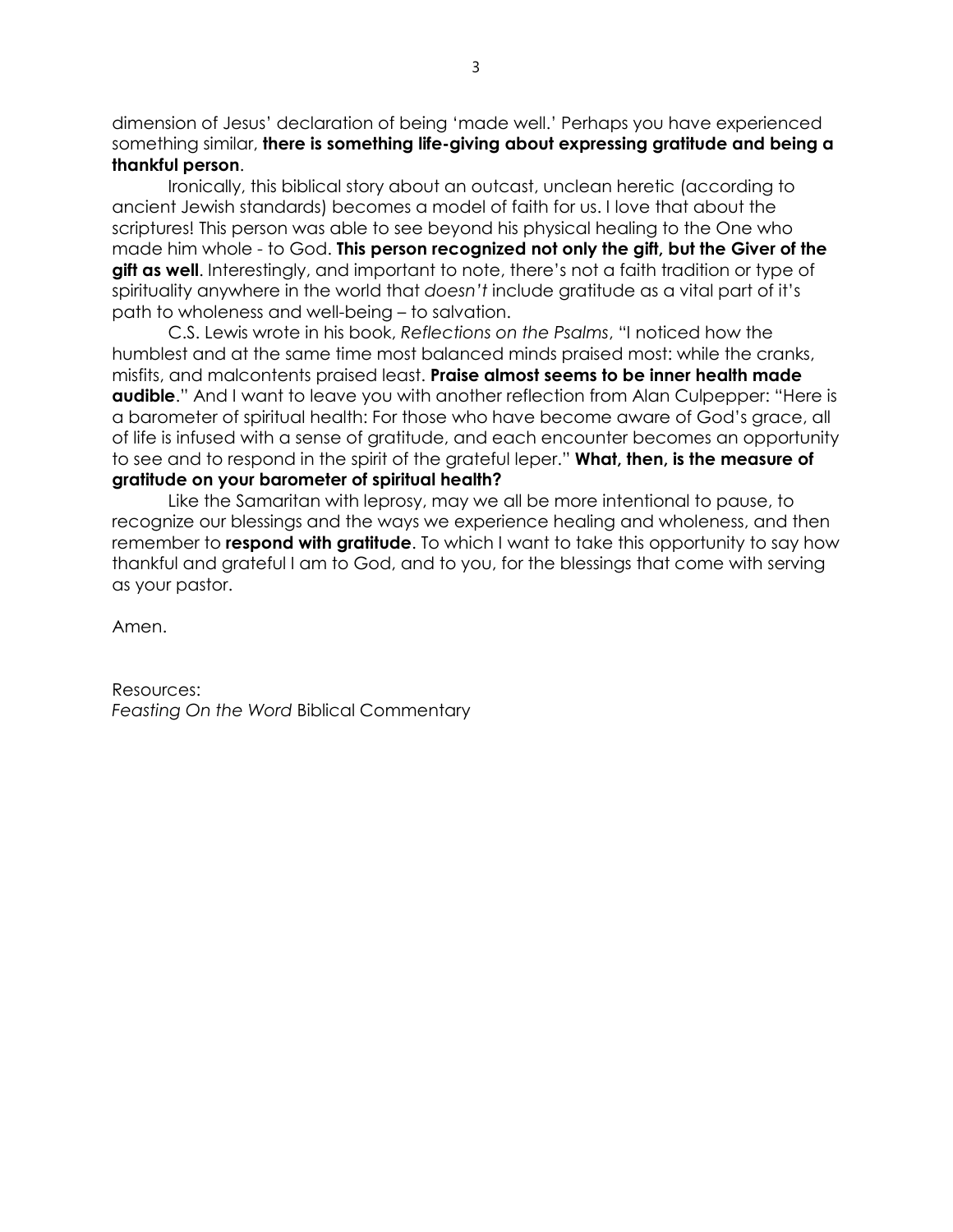dimension of Jesus' declaration of being 'made well.' Perhaps you have experienced something similar, **there is something life-giving about expressing gratitude and being a thankful person**.

Ironically, this biblical story about an outcast, unclean heretic (according to ancient Jewish standards) becomes a model of faith for us. I love that about the scriptures! This person was able to see beyond his physical healing to the One who made him whole - to God. **This person recognized not only the gift, but the Giver of the gift as well**. Interestingly, and important to note, there's not a faith tradition or type of spirituality anywhere in the world that *doesn't* include gratitude as a vital part of it's path to wholeness and well-being – to salvation.

C.S. Lewis wrote in his book, *Reflections on the Psalms*, "I noticed how the humblest and at the same time most balanced minds praised most: while the cranks, misfits, and malcontents praised least. **Praise almost seems to be inner health made audible**." And I want to leave you with another reflection from Alan Culpepper: "Here is a barometer of spiritual health: For those who have become aware of God's grace, all of life is infused with a sense of gratitude, and each encounter becomes an opportunity to see and to respond in the spirit of the grateful leper." **What, then, is the measure of gratitude on your barometer of spiritual health?**

Like the Samaritan with leprosy, may we all be more intentional to pause, to recognize our blessings and the ways we experience healing and wholeness, and then remember to **respond with gratitude**. To which I want to take this opportunity to say how thankful and grateful I am to God, and to you, for the blessings that come with serving as your pastor.

Amen.

Resources:
*Feasting On the Word* Biblical Commentary